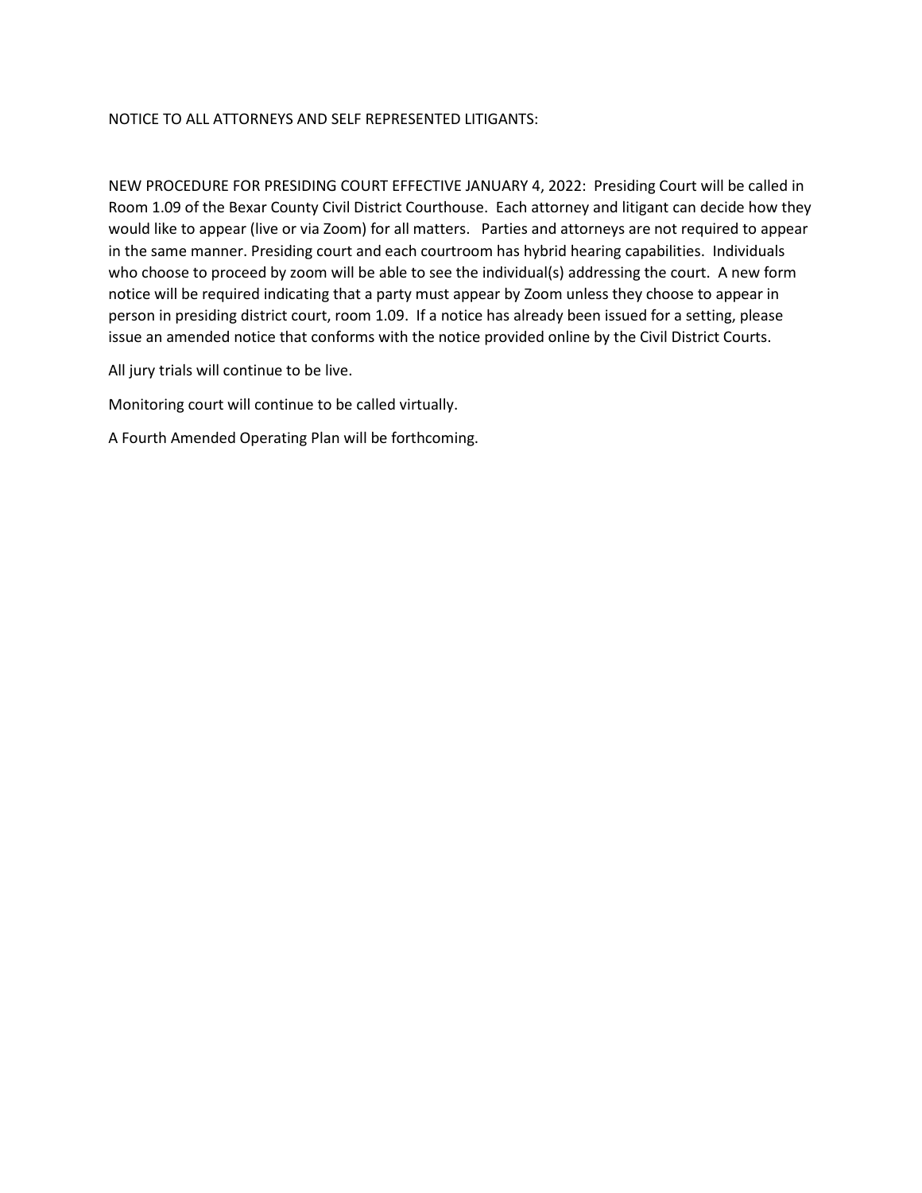NOTICE TO ALL ATTORNEYS AND SELF REPRESENTED LITIGANTS:

NEW PROCEDURE FOR PRESIDING COURT EFFECTIVE JANUARY 4, 2022: Presiding Court will be called in Room 1.09 of the Bexar County Civil District Courthouse. Each attorney and litigant can decide how they would like to appear (live or via Zoom) for all matters. Parties and attorneys are not required to appear in the same manner. Presiding court and each courtroom has hybrid hearing capabilities. Individuals who choose to proceed by zoom will be able to see the individual(s) addressing the court. A new form notice will be required indicating that a party must appear by Zoom unless they choose to appear in person in presiding district court, room 1.09. If a notice has already been issued for a setting, please issue an amended notice that conforms with the notice provided online by the Civil District Courts.

All jury trials will continue to be live.

Monitoring court will continue to be called virtually.

A Fourth Amended Operating Plan will be forthcoming.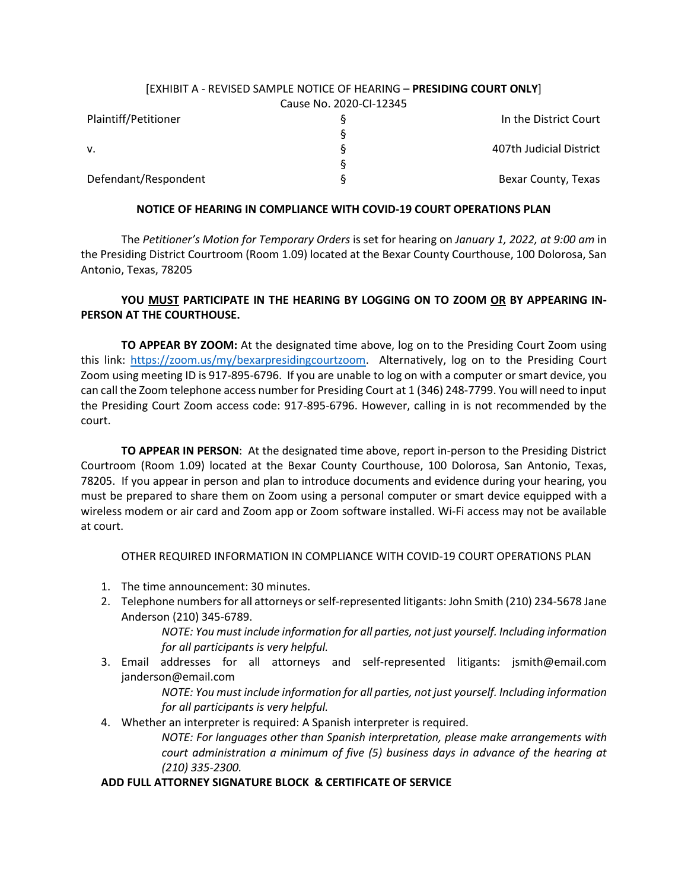[EXHIBIT A - REVISED SAMPLE NOTICE OF HEARING – **PRESIDING COURT ONLY**]

Cause No. 2020-CI-12345

| | | |
|---|---|---|
| Plaintiff/Petitioner | § | In the District Court |
| | § | |
| v. | § | 407th Judicial District |
| | § | |
| Defendant/Respondent | § | Bexar County, Texas |

**NOTICE OF HEARING IN COMPLIANCE WITH COVID-19 COURT OPERATIONS PLAN**

The *Petitioner's Motion for Temporary Orders* is set for hearing on *January 1, 2022, at 9:00 am* in the Presiding District Courtroom (Room 1.09) located at the Bexar County Courthouse, 100 Dolorosa, San Antonio, Texas, 78205

**YOU MUST PARTICIPATE IN THE HEARING BY LOGGING ON TO ZOOM OR BY APPEARING IN-PERSON AT THE COURTHOUSE.**

**TO APPEAR BY ZOOM:** At the designated time above, log on to the Presiding Court Zoom using this link: https://zoom.us/my/bexarpresidingcourtzoom. Alternatively, log on to the Presiding Court Zoom using meeting ID is 917-895-6796. If you are unable to log on with a computer or smart device, you can call the Zoom telephone access number for Presiding Court at 1 (346) 248-7799. You will need to input the Presiding Court Zoom access code: 917-895-6796. However, calling in is not recommended by the court.

**TO APPEAR IN PERSON**: At the designated time above, report in-person to the Presiding District Courtroom (Room 1.09) located at the Bexar County Courthouse, 100 Dolorosa, San Antonio, Texas, 78205. If you appear in person and plan to introduce documents and evidence during your hearing, you must be prepared to share them on Zoom using a personal computer or smart device equipped with a wireless modem or air card and Zoom app or Zoom software installed. Wi-Fi access may not be available at court.

OTHER REQUIRED INFORMATION IN COMPLIANCE WITH COVID-19 COURT OPERATIONS PLAN

1. The time announcement: 30 minutes.
2. Telephone numbers for all attorneys or self-represented litigants: John Smith (210) 234-5678 Jane Anderson (210) 345-6789.

   *NOTE: You must include information for all parties, not just yourself. Including information for all participants is very helpful.*
3. Email addresses for all attorneys and self-represented litigants: jsmith@email.com janderson@email.com

   *NOTE: You must include information for all parties, not just yourself. Including information for all participants is very helpful.*
4. Whether an interpreter is required: A Spanish interpreter is required.

   *NOTE: For languages other than Spanish interpretation, please make arrangements with court administration a minimum of five (5) business days in advance of the hearing at (210) 335-2300.*

**ADD FULL ATTORNEY SIGNATURE BLOCK & CERTIFICATE OF SERVICE**